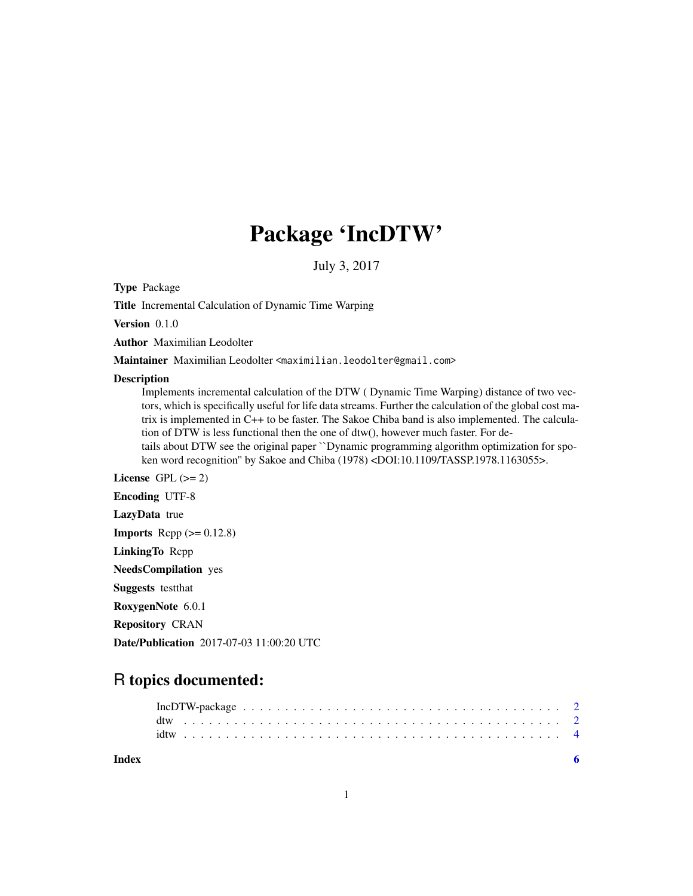# Package 'IncDTW'

July 3, 2017

**Type** Package

**Title** Incremental Calculation of Dynamic Time Warping

**Version** 0.1.0

**Author** Maximilian Leodolter

**Maintainer** Maximilian Leodolter <maximilian.leodolter@gmail.com>

**Description**
Implements incremental calculation of the DTW ( Dynamic Time Warping) distance of two vectors, which is specifically useful for life data streams. Further the calculation of the global cost matrix is implemented in C++ to be faster. The Sakoe Chiba band is also implemented. The calculation of DTW is less functional then the one of dtw(), however much faster. For details about DTW see the original paper ``Dynamic programming algorithm optimization for spoken word recognition'' by Sakoe and Chiba (1978) <DOI:10.1109/TASSP.1978.1163055>.

**License** GPL (>= 2)

**Encoding** UTF-8

**LazyData** true

**Imports** Rcpp (>= 0.12.8)

**LinkingTo** Rcpp

**NeedsCompilation** yes

**Suggests** testthat

**RoxygenNote** 6.0.1

**Repository** CRAN

**Date/Publication** 2017-07-03 11:00:20 UTC

## R topics documented:

- IncDTW-package . . . . . . . . . . . . . . . . . . . . . . . . . . . . . . . . . . . . . . . . 2
- dtw . . . . . . . . . . . . . . . . . . . . . . . . . . . . . . . . . . . . . . . . . . . . . . 2
- idtw . . . . . . . . . . . . . . . . . . . . . . . . . . . . . . . . . . . . . . . . . . . . . 4

**Index** 6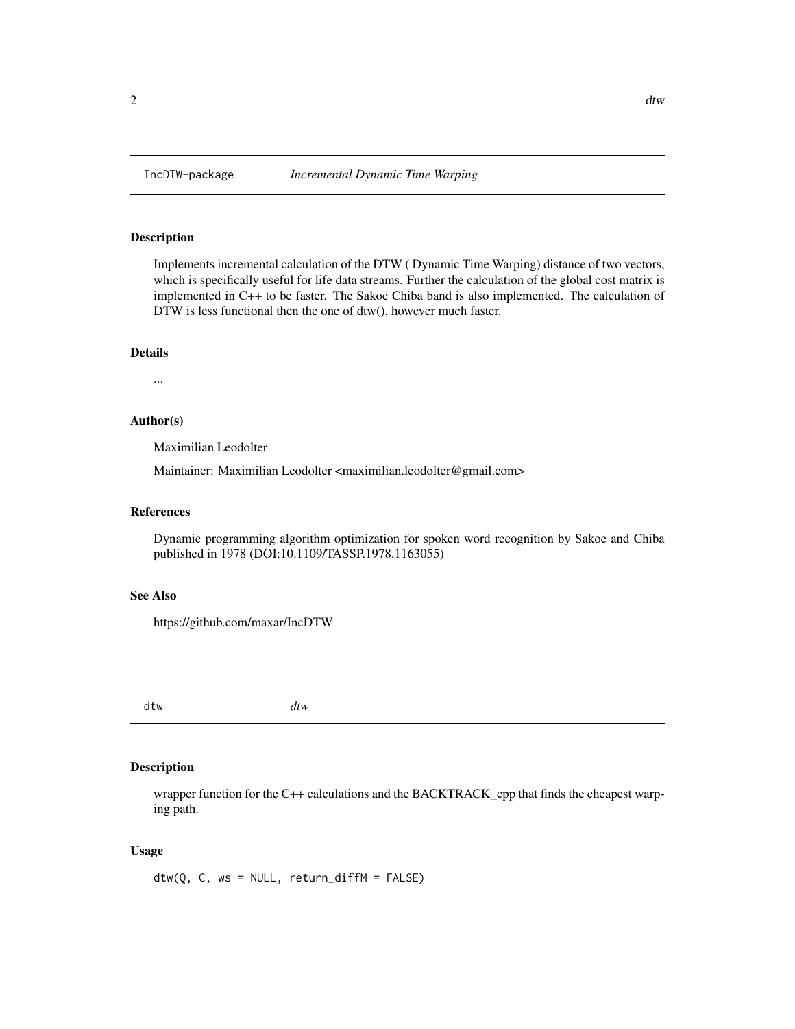## IncDTW-package *Incremental Dynamic Time Warping*

### Description

Implements incremental calculation of the DTW ( Dynamic Time Warping) distance of two vectors, which is specifically useful for life data streams. Further the calculation of the global cost matrix is implemented in C++ to be faster. The Sakoe Chiba band is also implemented. The calculation of DTW is less functional then the one of dtw(), however much faster.

### Details

...

### Author(s)

Maximilian Leodolter

Maintainer: Maximilian Leodolter <maximilian.leodolter@gmail.com>

### References

Dynamic programming algorithm optimization for spoken word recognition by Sakoe and Chiba published in 1978 (DOI:10.1109/TASSP.1978.1163055)

### See Also

https://github.com/maxar/IncDTW

## dtw *dtw*

### Description

wrapper function for the C++ calculations and the BACKTRACK_cpp that finds the cheapest warping path.

### Usage

```
dtw(Q, C, ws = NULL, return_diffM = FALSE)
```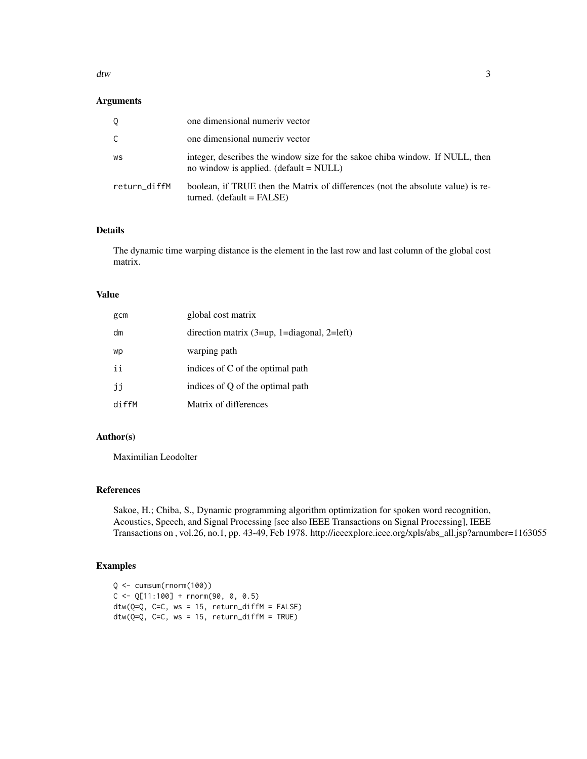## Arguments

| | |
|---|---|
| Q | one dimensional numeriv vector |
| C | one dimensional numeriv vector |
| ws | integer, describes the window size for the sakoe chiba window. If NULL, then no window is applied. (default = NULL) |
| return_diffM | boolean, if TRUE then the Matrix of differences (not the absolute value) is returned. (default = FALSE) |

## Details

The dynamic time warping distance is the element in the last row and last column of the global cost matrix.

## Value

| | |
|---|---|
| gcm | global cost matrix |
| dm | direction matrix (3=up, 1=diagonal, 2=left) |
| wp | warping path |
| ii | indices of C of the optimal path |
| jj | indices of Q of the optimal path |
| diffM | Matrix of differences |

## Author(s)

Maximilian Leodolter

## References

Sakoe, H.; Chiba, S., Dynamic programming algorithm optimization for spoken word recognition, Acoustics, Speech, and Signal Processing [see also IEEE Transactions on Signal Processing], IEEE Transactions on , vol.26, no.1, pp. 43-49, Feb 1978. http://ieeexplore.ieee.org/xpls/abs_all.jsp?arnumber=1163055

## Examples

```
Q <- cumsum(rnorm(100))
C <- Q[11:100] + rnorm(90, 0, 0.5)
dtw(Q=Q, C=C, ws = 15, return_diffM = FALSE)
dtw(Q=Q, C=C, ws = 15, return_diffM = TRUE)
```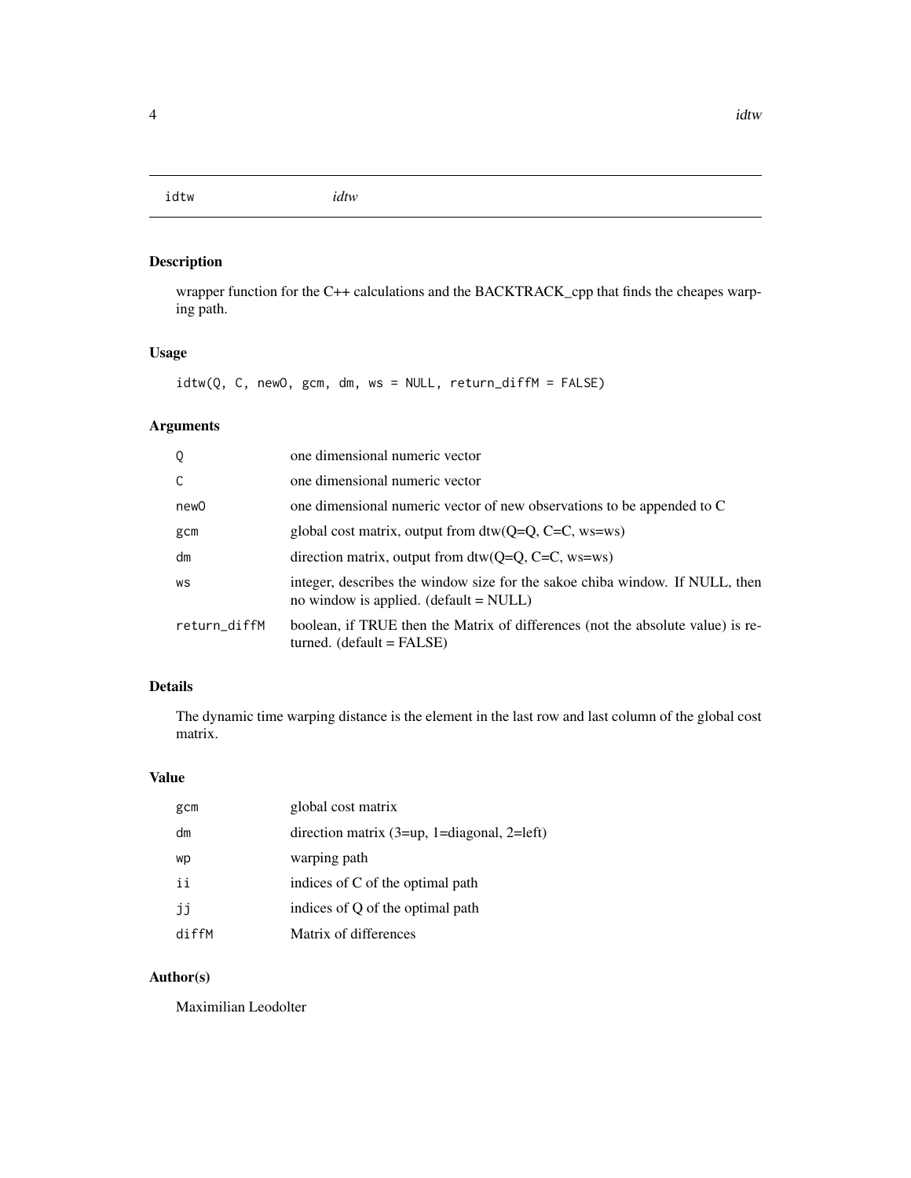# idtw *idtw*

## Description

wrapper function for the C++ calculations and the BACKTRACK_cpp that finds the cheapes warping path.

## Usage

```
idtw(Q, C, newO, gcm, dm, ws = NULL, return_diffM = FALSE)
```

## Arguments

| | |
|---|---|
| Q | one dimensional numeric vector |
| C | one dimensional numeric vector |
| newO | one dimensional numeric vector of new observations to be appended to C |
| gcm | global cost matrix, output from dtw(Q=Q, C=C, ws=ws) |
| dm | direction matrix, output from dtw(Q=Q, C=C, ws=ws) |
| ws | integer, describes the window size for the sakoe chiba window. If NULL, then no window is applied. (default = NULL) |
| return_diffM | boolean, if TRUE then the Matrix of differences (not the absolute value) is returned. (default = FALSE) |

## Details

The dynamic time warping distance is the element in the last row and last column of the global cost matrix.

## Value

| | |
|---|---|
| gcm | global cost matrix |
| dm | direction matrix (3=up, 1=diagonal, 2=left) |
| wp | warping path |
| ii | indices of C of the optimal path |
| jj | indices of Q of the optimal path |
| diffM | Matrix of differences |

## Author(s)

Maximilian Leodolter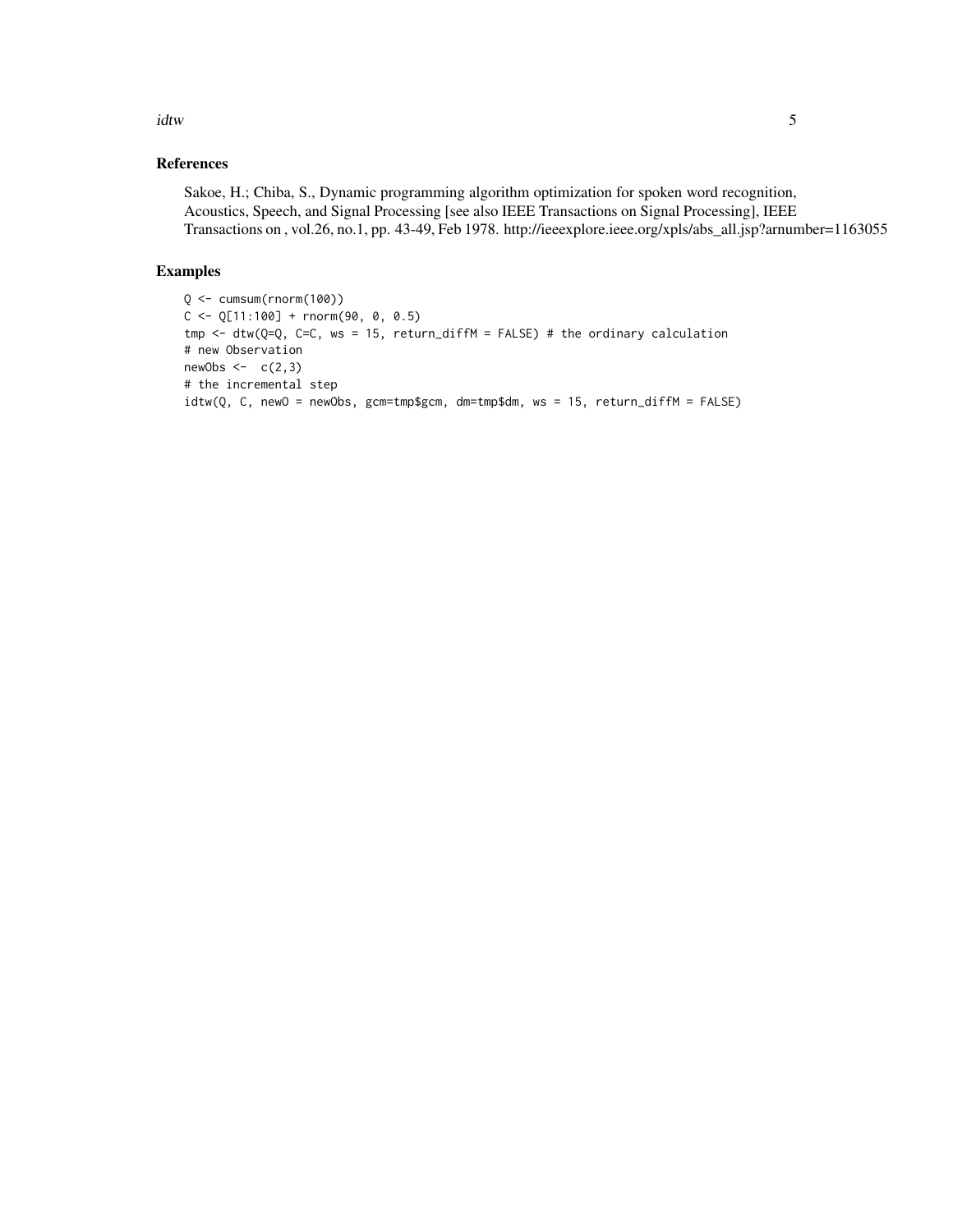## References

Sakoe, H.; Chiba, S., Dynamic programming algorithm optimization for spoken word recognition, Acoustics, Speech, and Signal Processing [see also IEEE Transactions on Signal Processing], IEEE Transactions on , vol.26, no.1, pp. 43-49, Feb 1978. http://ieeexplore.ieee.org/xpls/abs_all.jsp?arnumber=1163055

## Examples

```
Q <- cumsum(rnorm(100))
C <- Q[11:100] + rnorm(90, 0, 0.5)
tmp <- dtw(Q=Q, C=C, ws = 15, return_diffM = FALSE) # the ordinary calculation
# new Observation
newObs <-  c(2,3)
# the incremental step
idtw(Q, C, newO = newObs, gcm=tmp$gcm, dm=tmp$dm, ws = 15, return_diffM = FALSE)
```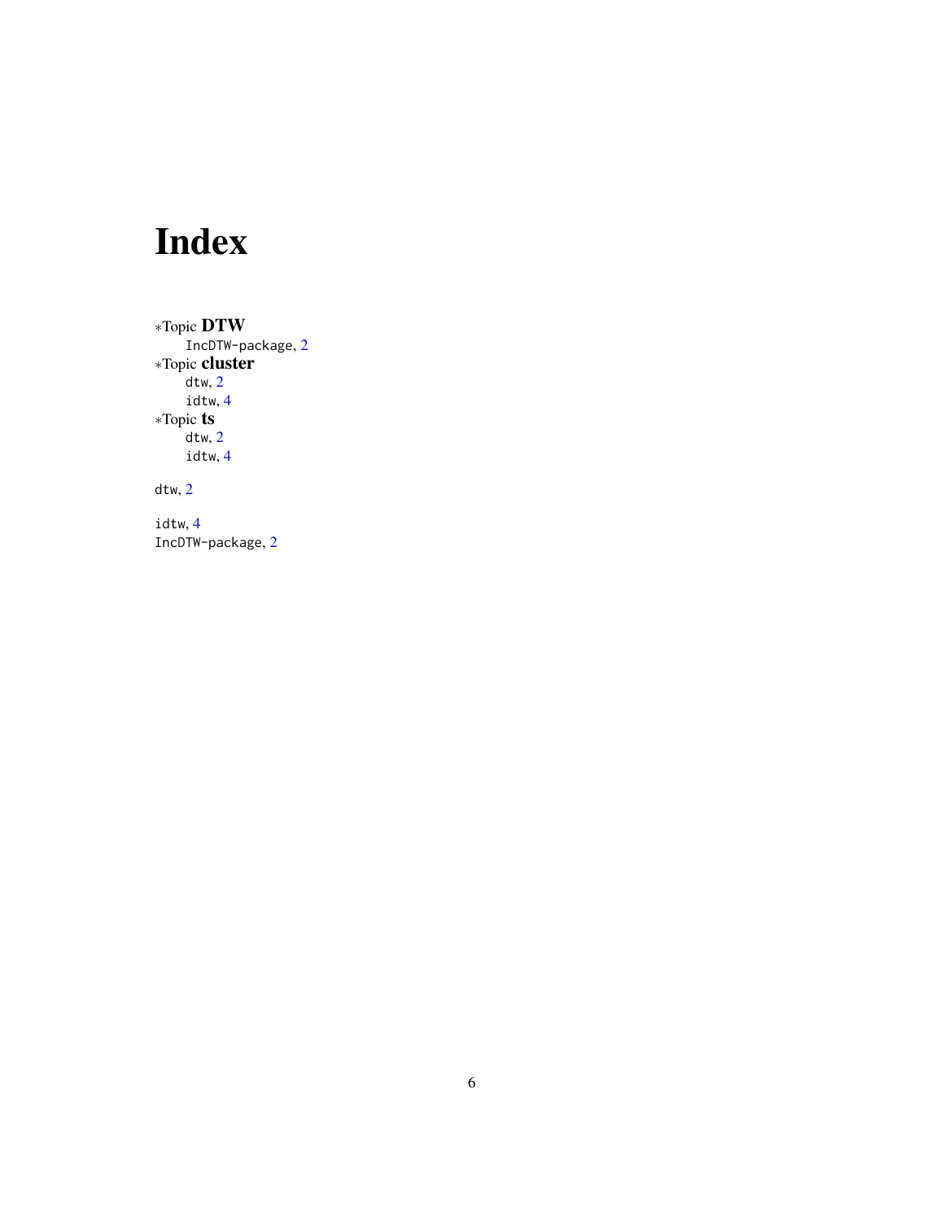# Index

∗Topic **DTW**
  `IncDTW-package`, 2
∗Topic **cluster**
  `dtw`, 2
  `idtw`, 4
∗Topic **ts**
  `dtw`, 2
  `idtw`, 4

`dtw`, 2

`idtw`, 4
`IncDTW-package`, 2